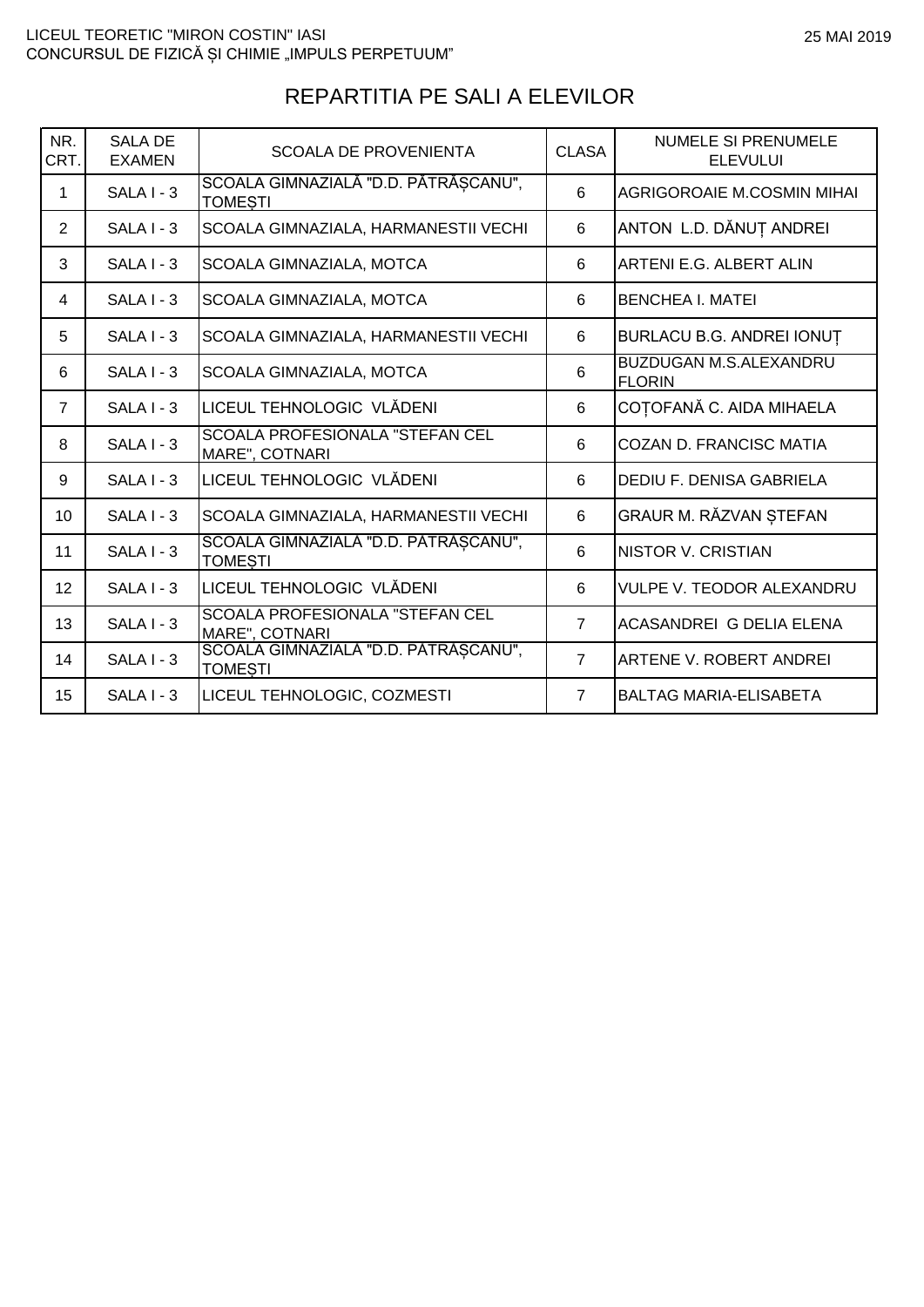LICEUL TEORETIC "MIRON COSTIN" IASI
CONCURSUL DE FIZICĂ ȘI CHIMIE „IMPULS PERPETUUM"

25 MAI 2019

# REPARTITIA PE SALI A ELEVILOR

| NR. CRT. | SALA DE EXAMEN | SCOALA DE PROVENIENTA | CLASA | NUMELE SI PRENUMELE ELEVULUI |
|---|---|---|---|---|
| 1 | SALA I - 3 | SCOALA GIMNAZIALĂ "D.D. PĂTRĂȘCANU", TOMEȘTI | 6 | AGRIGOROAIE M.COSMIN MIHAI |
| 2 | SALA I - 3 | SCOALA GIMNAZIALA, HARMANESTII VECHI | 6 | ANTON L.D. DĂNUȚ ANDREI |
| 3 | SALA I - 3 | SCOALA GIMNAZIALA, MOTCA | 6 | ARTENI E.G. ALBERT ALIN |
| 4 | SALA I - 3 | SCOALA GIMNAZIALA, MOTCA | 6 | BENCHEA I. MATEI |
| 5 | SALA I - 3 | SCOALA GIMNAZIALA, HARMANESTII VECHI | 6 | BURLACU B.G. ANDREI IONUȚ |
| 6 | SALA I - 3 | SCOALA GIMNAZIALA, MOTCA | 6 | BUZDUGAN M.S.ALEXANDRU FLORIN |
| 7 | SALA I - 3 | LICEUL TEHNOLOGIC VLĂDENI | 6 | COȚOFANĂ C. AIDA MIHAELA |
| 8 | SALA I - 3 | SCOALA PROFESIONALA "STEFAN CEL MARE", COTNARI | 6 | COZAN D. FRANCISC MATIA |
| 9 | SALA I - 3 | LICEUL TEHNOLOGIC VLĂDENI | 6 | DEDIU F. DENISA GABRIELA |
| 10 | SALA I - 3 | SCOALA GIMNAZIALA, HARMANESTII VECHI | 6 | GRAUR M. RĂZVAN ȘTEFAN |
| 11 | SALA I - 3 | SCOALA GIMNAZIALĂ "D.D. PĂTRĂȘCANU", TOMEȘTI | 6 | NISTOR V. CRISTIAN |
| 12 | SALA I - 3 | LICEUL TEHNOLOGIC VLĂDENI | 6 | VULPE V. TEODOR ALEXANDRU |
| 13 | SALA I - 3 | SCOALA PROFESIONALA "STEFAN CEL MARE", COTNARI | 7 | ACASANDREI G DELIA ELENA |
| 14 | SALA I - 3 | SCOALA GIMNAZIALĂ "D.D. PĂTRĂȘCANU", TOMEȘTI | 7 | ARTENE V. ROBERT ANDREI |
| 15 | SALA I - 3 | LICEUL TEHNOLOGIC, COZMESTI | 7 | BALTAG MARIA-ELISABETA |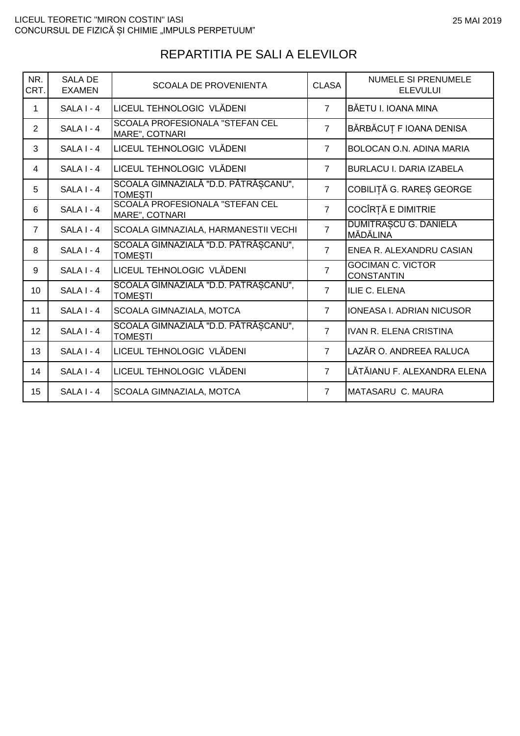LICEUL TEORETIC "MIRON COSTIN" IASI
CONCURSUL DE FIZICĂ ȘI CHIMIE „IMPULS PERPETUUM”

25 MAI 2019

# REPARTITIA PE SALI A ELEVILOR

| NR. CRT. | SALA DE EXAMEN | SCOALA DE PROVENIENTA | CLASA | NUMELE SI PRENUMELE ELEVULUI |
|---|---|---|---|---|
| 1 | SALA I - 4 | LICEUL TEHNOLOGIC VLĂDENI | 7 | BĂETU I. IOANA MINA |
| 2 | SALA I - 4 | SCOALA PROFESIONALA "STEFAN CEL MARE", COTNARI | 7 | BĂRBĂCUȚ F IOANA DENISA |
| 3 | SALA I - 4 | LICEUL TEHNOLOGIC VLĂDENI | 7 | BOLOCAN O.N. ADINA MARIA |
| 4 | SALA I - 4 | LICEUL TEHNOLOGIC VLĂDENI | 7 | BURLACU I. DARIA IZABELA |
| 5 | SALA I - 4 | SCOALA GIMNAZIALĂ "D.D. PĂTRĂȘCANU", TOMEȘTI | 7 | COBILIȚĂ G. RAREȘ GEORGE |
| 6 | SALA I - 4 | SCOALA PROFESIONALA "STEFAN CEL MARE", COTNARI | 7 | COCÎRȚĂ E DIMITRIE |
| 7 | SALA I - 4 | SCOALA GIMNAZIALA, HARMANESTII VECHI | 7 | DUMITRAȘCU G. DANIELA MĂDĂLINA |
| 8 | SALA I - 4 | SCOALA GIMNAZIALĂ "D.D. PĂTRĂȘCANU", TOMEȘTI | 7 | ENEA R. ALEXANDRU CASIAN |
| 9 | SALA I - 4 | LICEUL TEHNOLOGIC VLĂDENI | 7 | GOCIMAN C. VICTOR CONSTANTIN |
| 10 | SALA I - 4 | SCOALA GIMNAZIALĂ "D.D. PĂTRĂȘCANU", TOMEȘTI | 7 | ILIE C. ELENA |
| 11 | SALA I - 4 | SCOALA GIMNAZIALA, MOTCA | 7 | IONEASA I. ADRIAN NICUSOR |
| 12 | SALA I - 4 | SCOALA GIMNAZIALĂ "D.D. PĂTRĂȘCANU", TOMEȘTI | 7 | IVAN R. ELENA CRISTINA |
| 13 | SALA I - 4 | LICEUL TEHNOLOGIC VLĂDENI | 7 | LAZĂR O. ANDREEA RALUCA |
| 14 | SALA I - 4 | LICEUL TEHNOLOGIC VLĂDENI | 7 | LĂTĂIANU F. ALEXANDRA ELENA |
| 15 | SALA I - 4 | SCOALA GIMNAZIALA, MOTCA | 7 | MATASARU C. MAURA |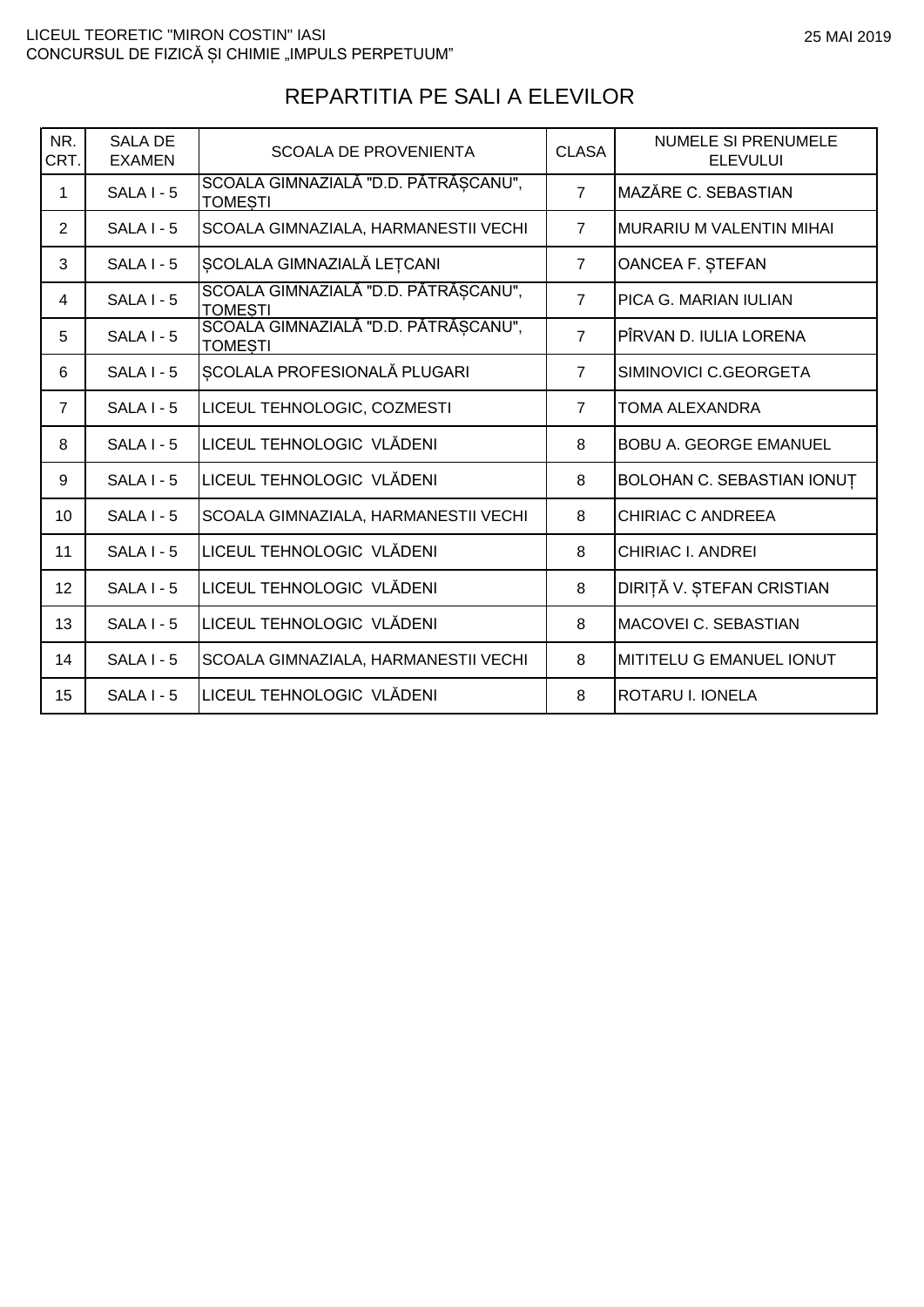LICEUL TEORETIC "MIRON COSTIN" IASI
CONCURSUL DE FIZICĂ ȘI CHIMIE „IMPULS PERPETUUM"

25 MAI 2019

# REPARTITIA PE SALI A ELEVILOR

| NR. CRT. | SALA DE EXAMEN | SCOALA DE PROVENIENTA | CLASA | NUMELE SI PRENUMELE ELEVULUI |
|---|---|---|---|---|
| 1 | SALA I - 5 | SCOALA GIMNAZIALĂ "D.D. PĂTRĂȘCANU", TOMEȘTI | 7 | MAZĂRE C. SEBASTIAN |
| 2 | SALA I - 5 | SCOALA GIMNAZIALA, HARMANESTII VECHI | 7 | MURARIU M VALENTIN MIHAI |
| 3 | SALA I - 5 | ȘCOLALA GIMNAZIALĂ LEȚCANI | 7 | OANCEA F. ȘTEFAN |
| 4 | SALA I - 5 | SCOALA GIMNAZIALĂ "D.D. PĂTRĂȘCANU", TOMEȘTI | 7 | PICA G. MARIAN IULIAN |
| 5 | SALA I - 5 | SCOALA GIMNAZIALĂ "D.D. PĂTRĂȘCANU", TOMEȘTI | 7 | PÎRVAN D. IULIA LORENA |
| 6 | SALA I - 5 | ȘCOLALA PROFESIONALĂ PLUGARI | 7 | SIMINOVICI C.GEORGETA |
| 7 | SALA I - 5 | LICEUL TEHNOLOGIC, COZMESTI | 7 | TOMA ALEXANDRA |
| 8 | SALA I - 5 | LICEUL TEHNOLOGIC VLĂDENI | 8 | BOBU A. GEORGE EMANUEL |
| 9 | SALA I - 5 | LICEUL TEHNOLOGIC VLĂDENI | 8 | BOLOHAN C. SEBASTIAN IONUȚ |
| 10 | SALA I - 5 | SCOALA GIMNAZIALA, HARMANESTII VECHI | 8 | CHIRIAC C ANDREEA |
| 11 | SALA I - 5 | LICEUL TEHNOLOGIC VLĂDENI | 8 | CHIRIAC I. ANDREI |
| 12 | SALA I - 5 | LICEUL TEHNOLOGIC VLĂDENI | 8 | DIRIȚĂ V. ȘTEFAN CRISTIAN |
| 13 | SALA I - 5 | LICEUL TEHNOLOGIC VLĂDENI | 8 | MACOVEI C. SEBASTIAN |
| 14 | SALA I - 5 | SCOALA GIMNAZIALA, HARMANESTII VECHI | 8 | MITITELU G EMANUEL IONUT |
| 15 | SALA I - 5 | LICEUL TEHNOLOGIC VLĂDENI | 8 | ROTARU I. IONELA |